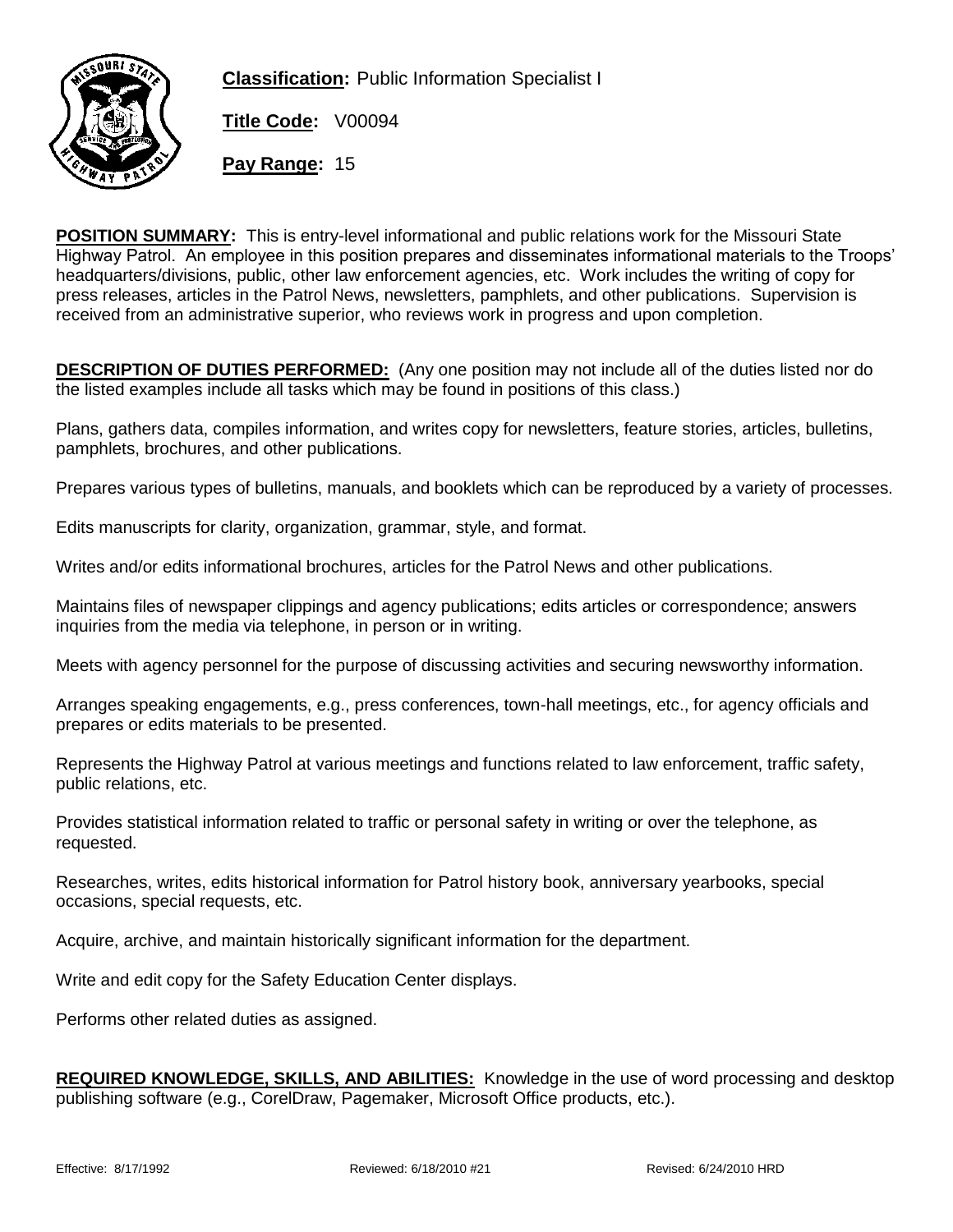**Classification:** Public Information Specialist I

**Title Code:** V00094

**Pay Range:** 15

**POSITION SUMMARY:** This is entry-level informational and public relations work for the Missouri State Highway Patrol. An employee in this position prepares and disseminates informational materials to the Troops' headquarters/divisions, public, other law enforcement agencies, etc. Work includes the writing of copy for press releases, articles in the Patrol News, newsletters, pamphlets, and other publications. Supervision is received from an administrative superior, who reviews work in progress and upon completion.

**DESCRIPTION OF DUTIES PERFORMED:** (Any one position may not include all of the duties listed nor do the listed examples include all tasks which may be found in positions of this class.)

Plans, gathers data, compiles information, and writes copy for newsletters, feature stories, articles, bulletins, pamphlets, brochures, and other publications.

Prepares various types of bulletins, manuals, and booklets which can be reproduced by a variety of processes.

Edits manuscripts for clarity, organization, grammar, style, and format.

Writes and/or edits informational brochures, articles for the Patrol News and other publications.

Maintains files of newspaper clippings and agency publications; edits articles or correspondence; answers inquiries from the media via telephone, in person or in writing.

Meets with agency personnel for the purpose of discussing activities and securing newsworthy information.

Arranges speaking engagements, e.g., press conferences, town-hall meetings, etc., for agency officials and prepares or edits materials to be presented.

Represents the Highway Patrol at various meetings and functions related to law enforcement, traffic safety, public relations, etc.

Provides statistical information related to traffic or personal safety in writing or over the telephone, as requested.

Researches, writes, edits historical information for Patrol history book, anniversary yearbooks, special occasions, special requests, etc.

Acquire, archive, and maintain historically significant information for the department.

Write and edit copy for the Safety Education Center displays.

Performs other related duties as assigned.

**REQUIRED KNOWLEDGE, SKILLS, AND ABILITIES:** Knowledge in the use of word processing and desktop publishing software (e.g., CorelDraw, Pagemaker, Microsoft Office products, etc.).

Effective: 8/17/1992 Reviewed: 6/18/2010 #21 Revised: 6/24/2010 HRD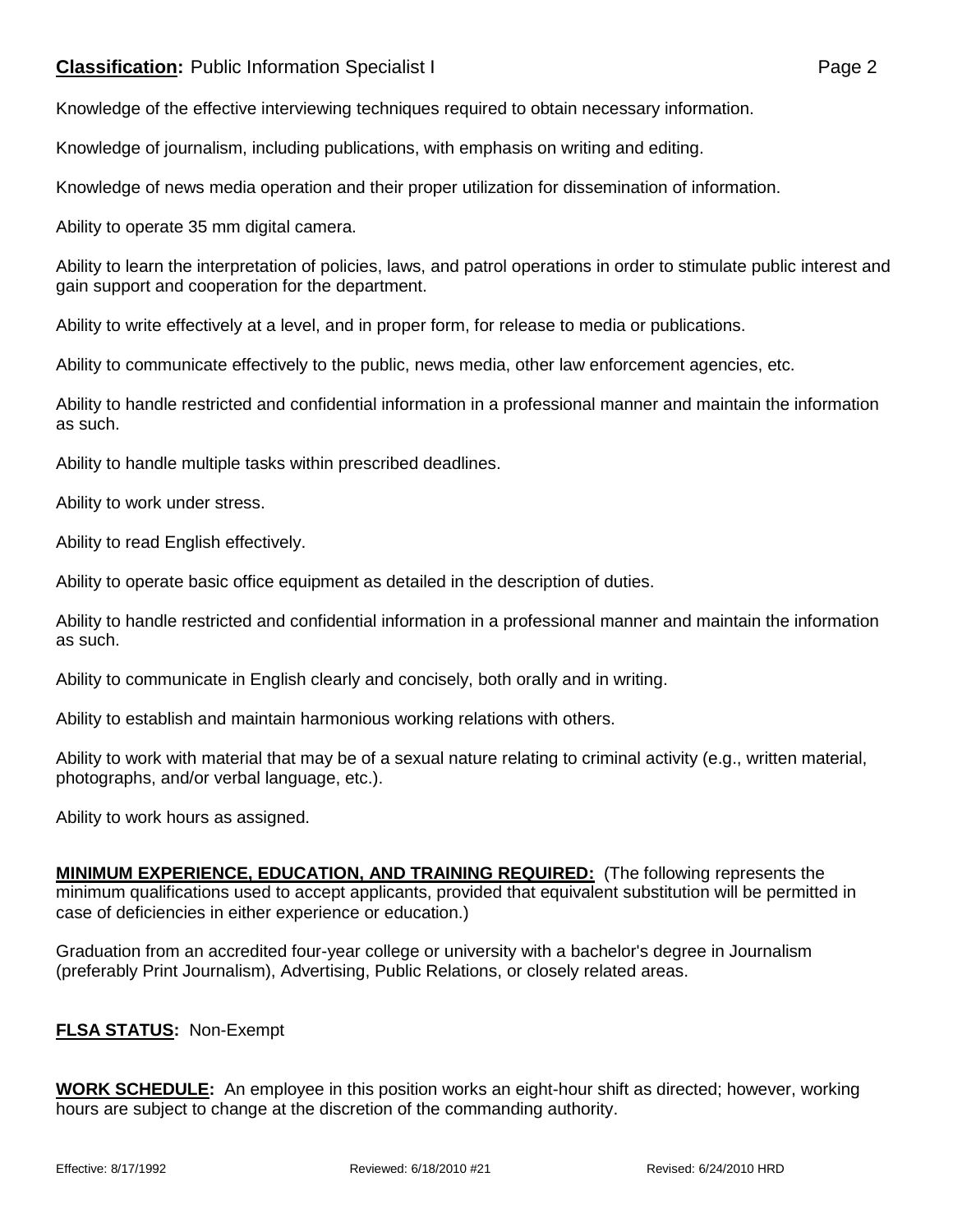Knowledge of the effective interviewing techniques required to obtain necessary information.

Knowledge of journalism, including publications, with emphasis on writing and editing.

Knowledge of news media operation and their proper utilization for dissemination of information.

Ability to operate 35 mm digital camera.

Ability to learn the interpretation of policies, laws, and patrol operations in order to stimulate public interest and gain support and cooperation for the department.

Ability to write effectively at a level, and in proper form, for release to media or publications.

Ability to communicate effectively to the public, news media, other law enforcement agencies, etc.

Ability to handle restricted and confidential information in a professional manner and maintain the information as such.

Ability to handle multiple tasks within prescribed deadlines.

Ability to work under stress.

Ability to read English effectively.

Ability to operate basic office equipment as detailed in the description of duties.

Ability to handle restricted and confidential information in a professional manner and maintain the information as such.

Ability to communicate in English clearly and concisely, both orally and in writing.

Ability to establish and maintain harmonious working relations with others.

Ability to work with material that may be of a sexual nature relating to criminal activity (e.g., written material, photographs, and/or verbal language, etc.).

Ability to work hours as assigned.

**MINIMUM EXPERIENCE, EDUCATION, AND TRAINING REQUIRED:** (The following represents the minimum qualifications used to accept applicants, provided that equivalent substitution will be permitted in case of deficiencies in either experience or education.)

Graduation from an accredited four-year college or university with a bachelor's degree in Journalism (preferably Print Journalism), Advertising, Public Relations, or closely related areas.

**FLSA STATUS:** Non-Exempt

**WORK SCHEDULE:** An employee in this position works an eight-hour shift as directed; however, working hours are subject to change at the discretion of the commanding authority.

Effective: 8/17/1992 Reviewed: 6/18/2010 #21 Revised: 6/24/2010 HRD